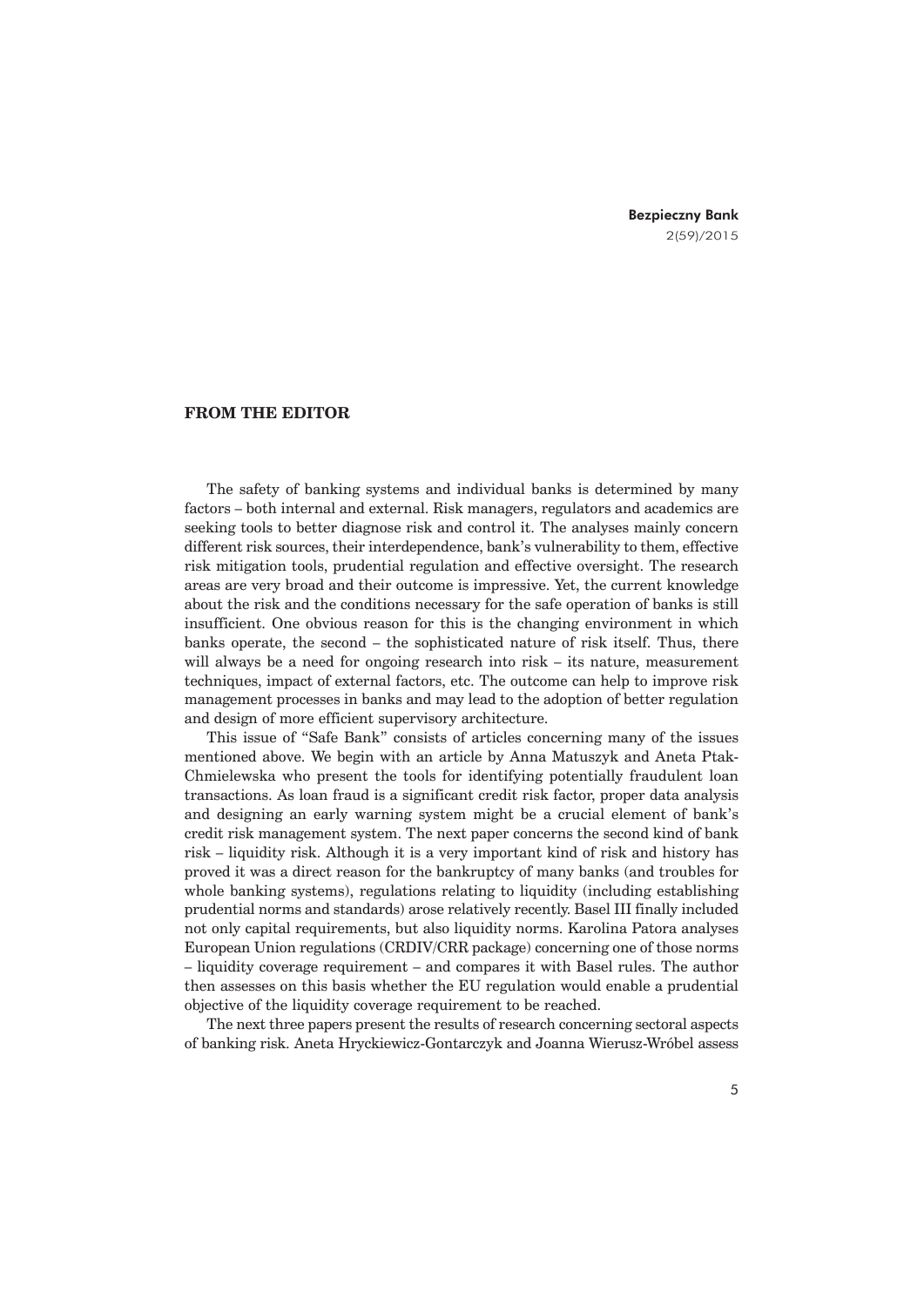## FROM THE EDITOR

The safety of banking systems and individual banks is determined by many factors – both internal and external. Risk managers, regulators and academics are seeking tools to better diagnose risk and control it. The analyses mainly concern different risk sources, their interdependence, bank's vulnerability to them, effective risk mitigation tools, prudential regulation and effective oversight. The research areas are very broad and their outcome is impressive. Yet, the current knowledge about the risk and the conditions necessary for the safe operation of banks is still insufficient. One obvious reason for this is the changing environment in which banks operate, the second – the sophisticated nature of risk itself. Thus, there will always be a need for ongoing research into risk – its nature, measurement techniques, impact of external factors, etc. The outcome can help to improve risk management processes in banks and may lead to the adoption of better regulation and design of more efficient supervisory architecture.

This issue of "Safe Bank" consists of articles concerning many of the issues mentioned above. We begin with an article by Anna Matuszyk and Aneta Ptak-Chmielewska who present the tools for identifying potentially fraudulent loan transactions. As loan fraud is a significant credit risk factor, proper data analysis and designing an early warning system might be a crucial element of bank's credit risk management system. The next paper concerns the second kind of bank risk – liquidity risk. Although it is a very important kind of risk and history has proved it was a direct reason for the bankruptcy of many banks (and troubles for whole banking systems), regulations relating to liquidity (including establishing prudential norms and standards) arose relatively recently. Basel III finally included not only capital requirements, but also liquidity norms. Karolina Patora analyses European Union regulations (CRDIV/CRR package) concerning one of those norms – liquidity coverage requirement – and compares it with Basel rules. The author then assesses on this basis whether the EU regulation would enable a prudential objective of the liquidity coverage requirement to be reached.

The next three papers present the results of research concerning sectoral aspects of banking risk. Aneta Hryckiewicz-Gontarczyk and Joanna Wierusz-Wróbel assess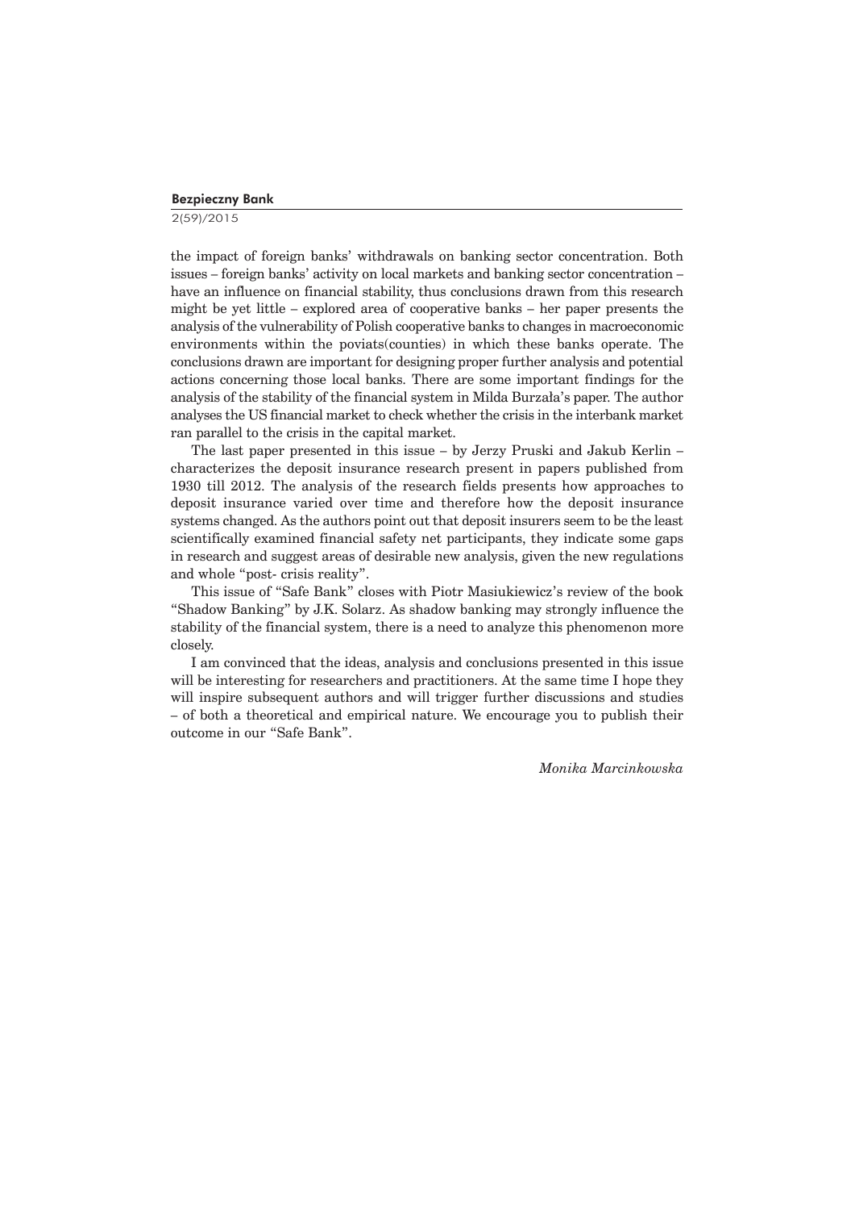the impact of foreign banks' withdrawals on banking sector concentration. Both issues – foreign banks' activity on local markets and banking sector concentration – have an influence on financial stability, thus conclusions drawn from this research might be yet little – explored area of cooperative banks – her paper presents the analysis of the vulnerability of Polish cooperative banks to changes in macroeconomic environments within the poviats(counties) in which these banks operate. The conclusions drawn are important for designing proper further analysis and potential actions concerning those local banks. There are some important findings for the analysis of the stability of the financial system in Milda Burzała's paper. The author analyses the US financial market to check whether the crisis in the interbank market ran parallel to the crisis in the capital market.

The last paper presented in this issue – by Jerzy Pruski and Jakub Kerlin – characterizes the deposit insurance research present in papers published from 1930 till 2012. The analysis of the research fields presents how approaches to deposit insurance varied over time and therefore how the deposit insurance systems changed. As the authors point out that deposit insurers seem to be the least scientifically examined financial safety net participants, they indicate some gaps in research and suggest areas of desirable new analysis, given the new regulations and whole "post- crisis reality".

This issue of "Safe Bank" closes with Piotr Masiukiewicz's review of the book "Shadow Banking" by J.K. Solarz. As shadow banking may strongly influence the stability of the financial system, there is a need to analyze this phenomenon more closely.

I am convinced that the ideas, analysis and conclusions presented in this issue will be interesting for researchers and practitioners. At the same time I hope they will inspire subsequent authors and will trigger further discussions and studies – of both a theoretical and empirical nature. We encourage you to publish their outcome in our "Safe Bank".

*Monika Marcinkowska*